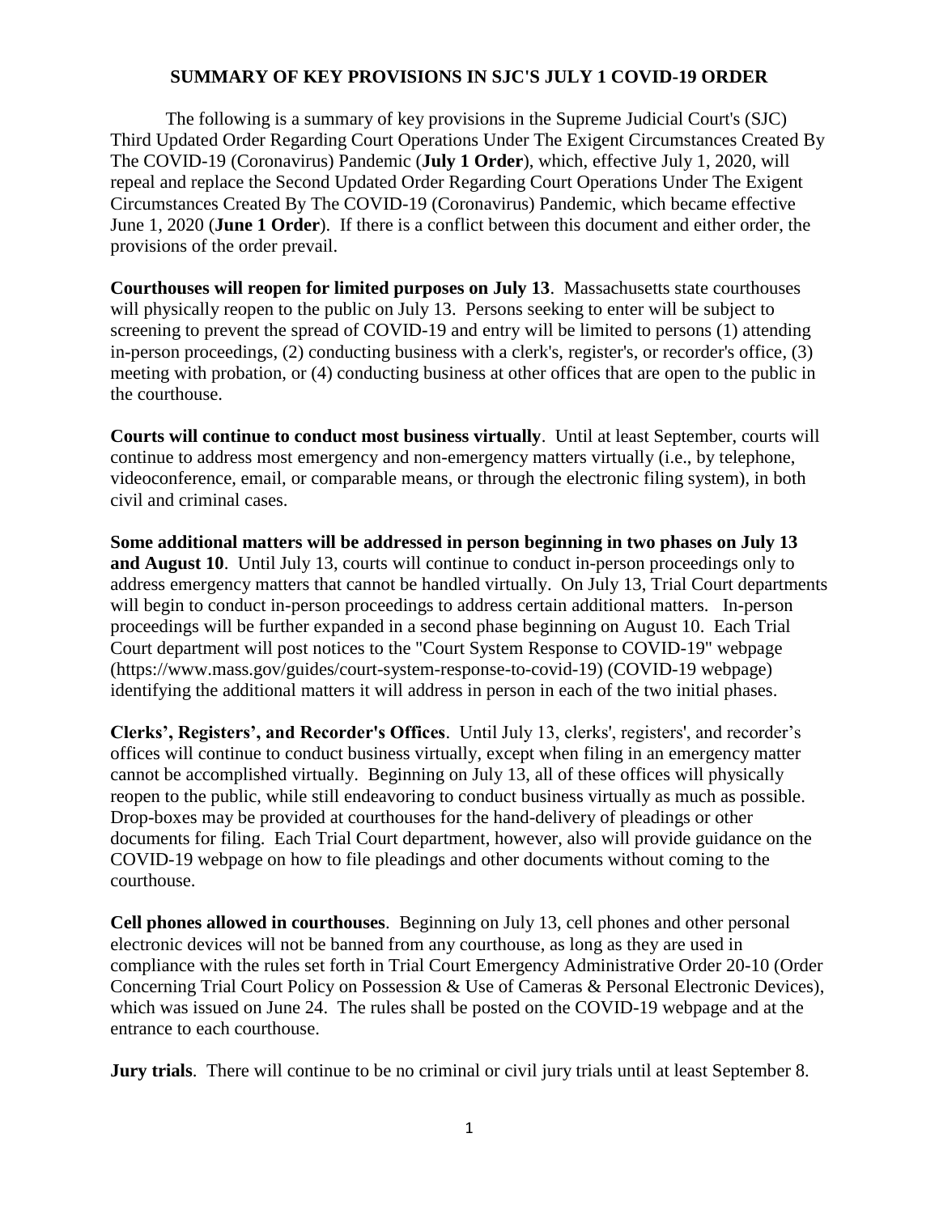# SUMMARY OF KEY PROVISIONS IN SJC'S JULY 1 COVID-19 ORDER

The following is a summary of key provisions in the Supreme Judicial Court's (SJC) Third Updated Order Regarding Court Operations Under The Exigent Circumstances Created By The COVID-19 (Coronavirus) Pandemic (**July 1 Order**), which, effective July 1, 2020, will repeal and replace the Second Updated Order Regarding Court Operations Under The Exigent Circumstances Created By The COVID-19 (Coronavirus) Pandemic, which became effective June 1, 2020 (**June 1 Order**). If there is a conflict between this document and either order, the provisions of the order prevail.

**Courthouses will reopen for limited purposes on July 13**. Massachusetts state courthouses will physically reopen to the public on July 13. Persons seeking to enter will be subject to screening to prevent the spread of COVID-19 and entry will be limited to persons (1) attending in-person proceedings, (2) conducting business with a clerk's, register's, or recorder's office, (3) meeting with probation, or (4) conducting business at other offices that are open to the public in the courthouse.

**Courts will continue to conduct most business virtually**. Until at least September, courts will continue to address most emergency and non-emergency matters virtually (i.e., by telephone, videoconference, email, or comparable means, or through the electronic filing system), in both civil and criminal cases.

**Some additional matters will be addressed in person beginning in two phases on July 13 and August 10**. Until July 13, courts will continue to conduct in-person proceedings only to address emergency matters that cannot be handled virtually. On July 13, Trial Court departments will begin to conduct in-person proceedings to address certain additional matters. In-person proceedings will be further expanded in a second phase beginning on August 10. Each Trial Court department will post notices to the "Court System Response to COVID-19" webpage (https://www.mass.gov/guides/court-system-response-to-covid-19) (COVID-19 webpage) identifying the additional matters it will address in person in each of the two initial phases.

**Clerks', Registers', and Recorder's Offices**. Until July 13, clerks', registers', and recorder's offices will continue to conduct business virtually, except when filing in an emergency matter cannot be accomplished virtually. Beginning on July 13, all of these offices will physically reopen to the public, while still endeavoring to conduct business virtually as much as possible. Drop-boxes may be provided at courthouses for the hand-delivery of pleadings or other documents for filing. Each Trial Court department, however, also will provide guidance on the COVID-19 webpage on how to file pleadings and other documents without coming to the courthouse.

**Cell phones allowed in courthouses**. Beginning on July 13, cell phones and other personal electronic devices will not be banned from any courthouse, as long as they are used in compliance with the rules set forth in Trial Court Emergency Administrative Order 20-10 (Order Concerning Trial Court Policy on Possession & Use of Cameras & Personal Electronic Devices), which was issued on June 24. The rules shall be posted on the COVID-19 webpage and at the entrance to each courthouse.

**Jury trials**. There will continue to be no criminal or civil jury trials until at least September 8.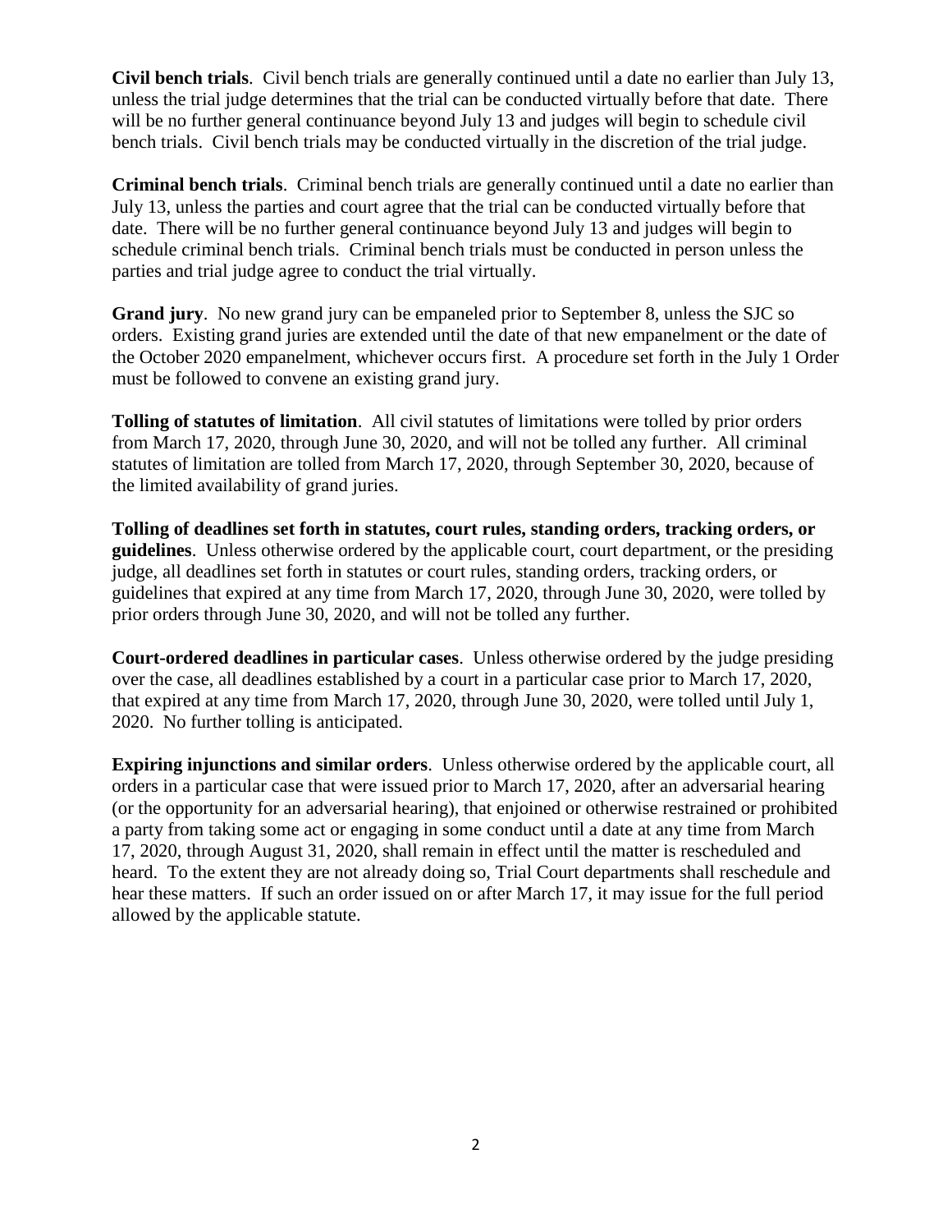**Civil bench trials**. Civil bench trials are generally continued until a date no earlier than July 13, unless the trial judge determines that the trial can be conducted virtually before that date. There will be no further general continuance beyond July 13 and judges will begin to schedule civil bench trials. Civil bench trials may be conducted virtually in the discretion of the trial judge.

**Criminal bench trials**. Criminal bench trials are generally continued until a date no earlier than July 13, unless the parties and court agree that the trial can be conducted virtually before that date. There will be no further general continuance beyond July 13 and judges will begin to schedule criminal bench trials. Criminal bench trials must be conducted in person unless the parties and trial judge agree to conduct the trial virtually.

**Grand jury**. No new grand jury can be empaneled prior to September 8, unless the SJC so orders. Existing grand juries are extended until the date of that new empanelment or the date of the October 2020 empanelment, whichever occurs first. A procedure set forth in the July 1 Order must be followed to convene an existing grand jury.

**Tolling of statutes of limitation**. All civil statutes of limitations were tolled by prior orders from March 17, 2020, through June 30, 2020, and will not be tolled any further. All criminal statutes of limitation are tolled from March 17, 2020, through September 30, 2020, because of the limited availability of grand juries.

**Tolling of deadlines set forth in statutes, court rules, standing orders, tracking orders, or guidelines**. Unless otherwise ordered by the applicable court, court department, or the presiding judge, all deadlines set forth in statutes or court rules, standing orders, tracking orders, or guidelines that expired at any time from March 17, 2020, through June 30, 2020, were tolled by prior orders through June 30, 2020, and will not be tolled any further.

**Court-ordered deadlines in particular cases**. Unless otherwise ordered by the judge presiding over the case, all deadlines established by a court in a particular case prior to March 17, 2020, that expired at any time from March 17, 2020, through June 30, 2020, were tolled until July 1, 2020. No further tolling is anticipated.

**Expiring injunctions and similar orders**. Unless otherwise ordered by the applicable court, all orders in a particular case that were issued prior to March 17, 2020, after an adversarial hearing (or the opportunity for an adversarial hearing), that enjoined or otherwise restrained or prohibited a party from taking some act or engaging in some conduct until a date at any time from March 17, 2020, through August 31, 2020, shall remain in effect until the matter is rescheduled and heard. To the extent they are not already doing so, Trial Court departments shall reschedule and hear these matters. If such an order issued on or after March 17, it may issue for the full period allowed by the applicable statute.